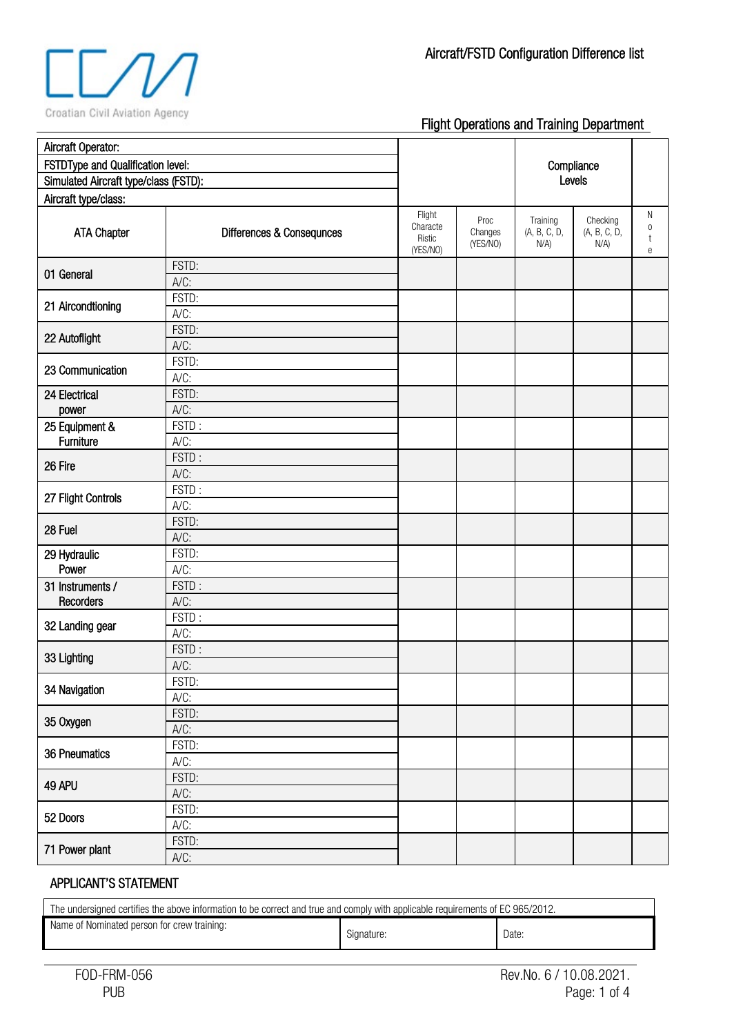Croatian Civil Aviation Agency

# Aircraft/FSTD Configuration Difference list

## Flight Operations and Training Department

| Aircraft Operator: | | | | | | |
|---|---|---|---|---|---|---|
| FSTDType and Qualification level: | | | | Compliance Levels | | |
| Simulated Aircraft type/class (FSTD): | | | | | | |
| Aircraft type/class: | | | | | | |
| ATA Chapter | Differences & Consequnces | Flight Characte Ristic (YES/NO) | Proc Changes (YES/NO) | Training (A, B, C, D, N/A) | Checking (A, B, C, D, N/A) | Note |
| 01 General | FSTD: | | | | | |
| | A/C: | | | | | |
| 21 Aircondtioning | FSTD: | | | | | |
| | A/C: | | | | | |
| 22 Autoflight | FSTD: | | | | | |
| | A/C: | | | | | |
| 23 Communication | FSTD: | | | | | |
| | A/C: | | | | | |
| 24 Electrical power | FSTD: | | | | | |
| | A/C: | | | | | |
| 25 Equipment & Furniture | FSTD : | | | | | |
| | A/C: | | | | | |
| 26 Fire | FSTD : | | | | | |
| | A/C: | | | | | |
| 27 Flight Controls | FSTD : | | | | | |
| | A/C: | | | | | |
| 28 Fuel | FSTD: | | | | | |
| | A/C: | | | | | |
| 29 Hydraulic Power | FSTD: | | | | | |
| | A/C: | | | | | |
| 31 Instruments / Recorders | FSTD : | | | | | |
| | A/C: | | | | | |
| 32 Landing gear | FSTD : | | | | | |
| | A/C: | | | | | |
| 33 Lighting | FSTD : | | | | | |
| | A/C: | | | | | |
| 34 Navigation | FSTD: | | | | | |
| | A/C: | | | | | |
| 35 Oxygen | FSTD: | | | | | |
| | A/C: | | | | | |
| 36 Pneumatics | FSTD: | | | | | |
| | A/C: | | | | | |
| 49 APU | FSTD: | | | | | |
| | A/C: | | | | | |
| 52 Doors | FSTD: | | | | | |
| | A/C: | | | | | |
| 71 Power plant | FSTD: | | | | | |
| | A/C: | | | | | |

### APPLICANT'S STATEMENT

| The undersigned certifies the above information to be correct and true and comply with applicable requirements of EC 965/2012. | | |
|---|---|---|
| Name of Nominated person for crew training: | Signature: | Date: |

FOD-FRM-056
PUB

Rev.No. 6 / 10.08.2021.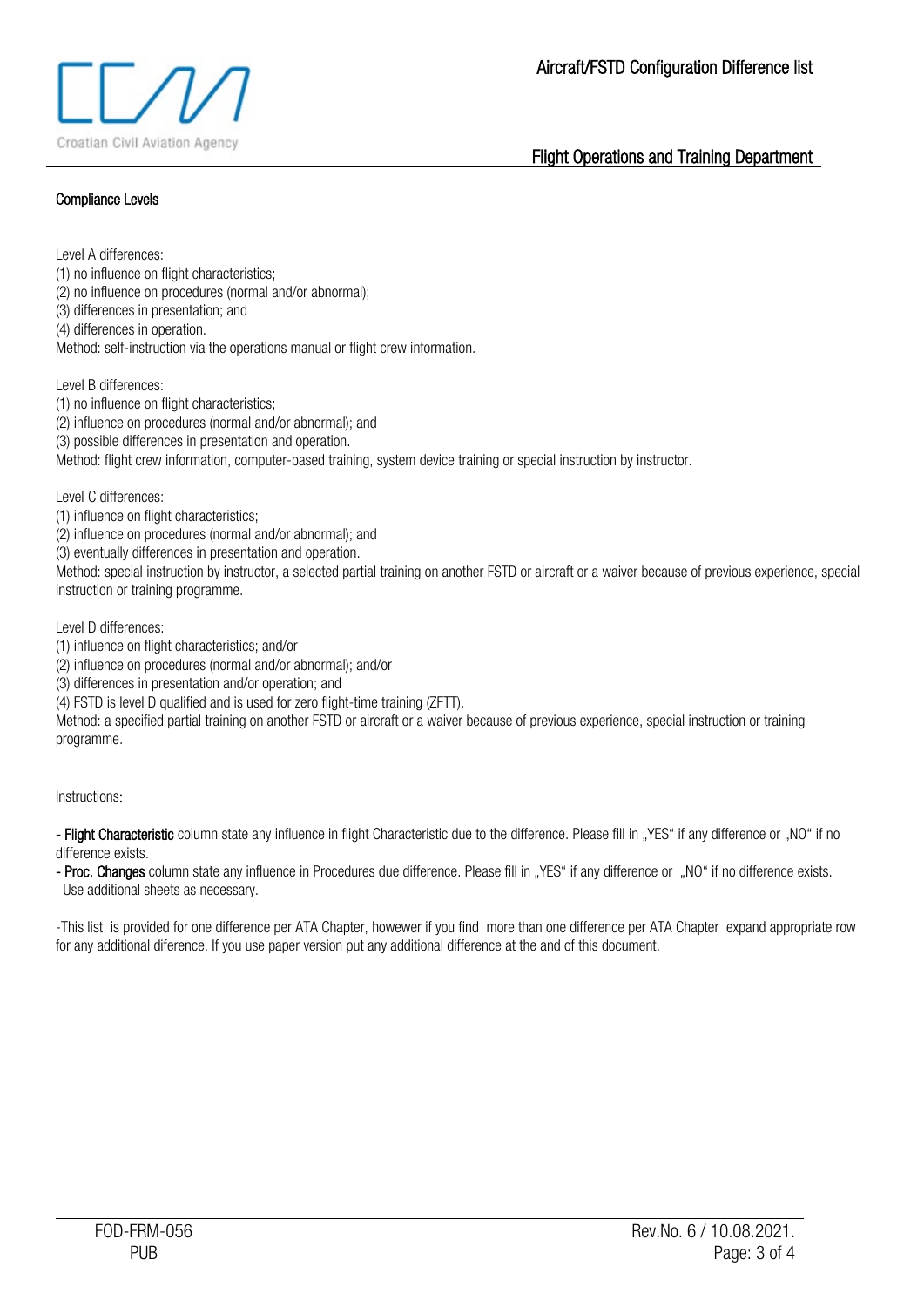## Compliance Levels

Level A differences:
(1) no influence on flight characteristics;
(2) no influence on procedures (normal and/or abnormal);
(3) differences in presentation; and
(4) differences in operation.
Method: self-instruction via the operations manual or flight crew information.

Level B differences:
(1) no influence on flight characteristics;
(2) influence on procedures (normal and/or abnormal); and
(3) possible differences in presentation and operation.
Method: flight crew information, computer-based training, system device training or special instruction by instructor.

Level C differences:
(1) influence on flight characteristics;
(2) influence on procedures (normal and/or abnormal); and
(3) eventually differences in presentation and operation.
Method: special instruction by instructor, a selected partial training on another FSTD or aircraft or a waiver because of previous experience, special instruction or training programme.

Level D differences:
(1) influence on flight characteristics; and/or
(2) influence on procedures (normal and/or abnormal); and/or
(3) differences in presentation and/or operation; and
(4) FSTD is level D qualified and is used for zero flight-time training (ZFTT).
Method: a specified partial training on another FSTD or aircraft or a waiver because of previous experience, special instruction or training programme.

Instructions:

- **Flight Characteristic** column state any influence in flight Characteristic due to the difference. Please fill in „YES" if any difference or „NO" if no difference exists.
- **Proc. Changes** column state any influence in Procedures due difference. Please fill in „YES" if any difference or „NO" if no difference exists. Use additional sheets as necessary.

-This list is provided for one difference per ATA Chapter, howewer if you find more than one difference per ATA Chapter expand appropriate row for any additional diference. If you use paper version put any additional difference at the and of this document.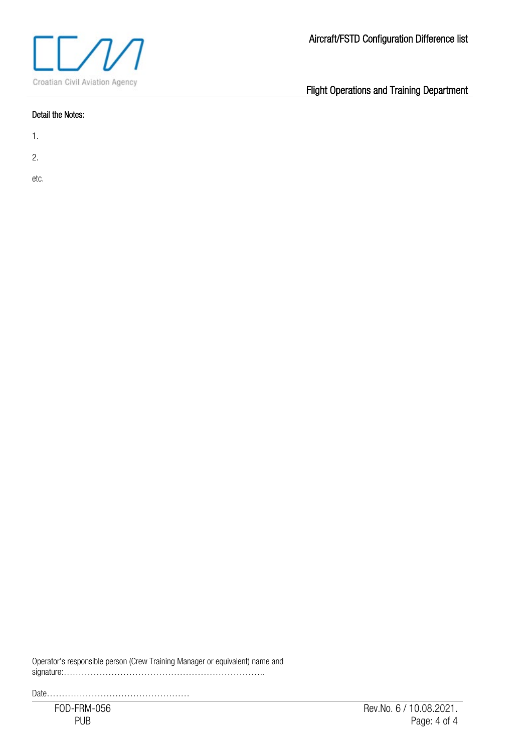Detail the Notes:

1.

2.

etc.

Operator's responsible person (Crew Training Manager or equivalent) name and signature:…………………………………………………………………..

Date…………………………………………